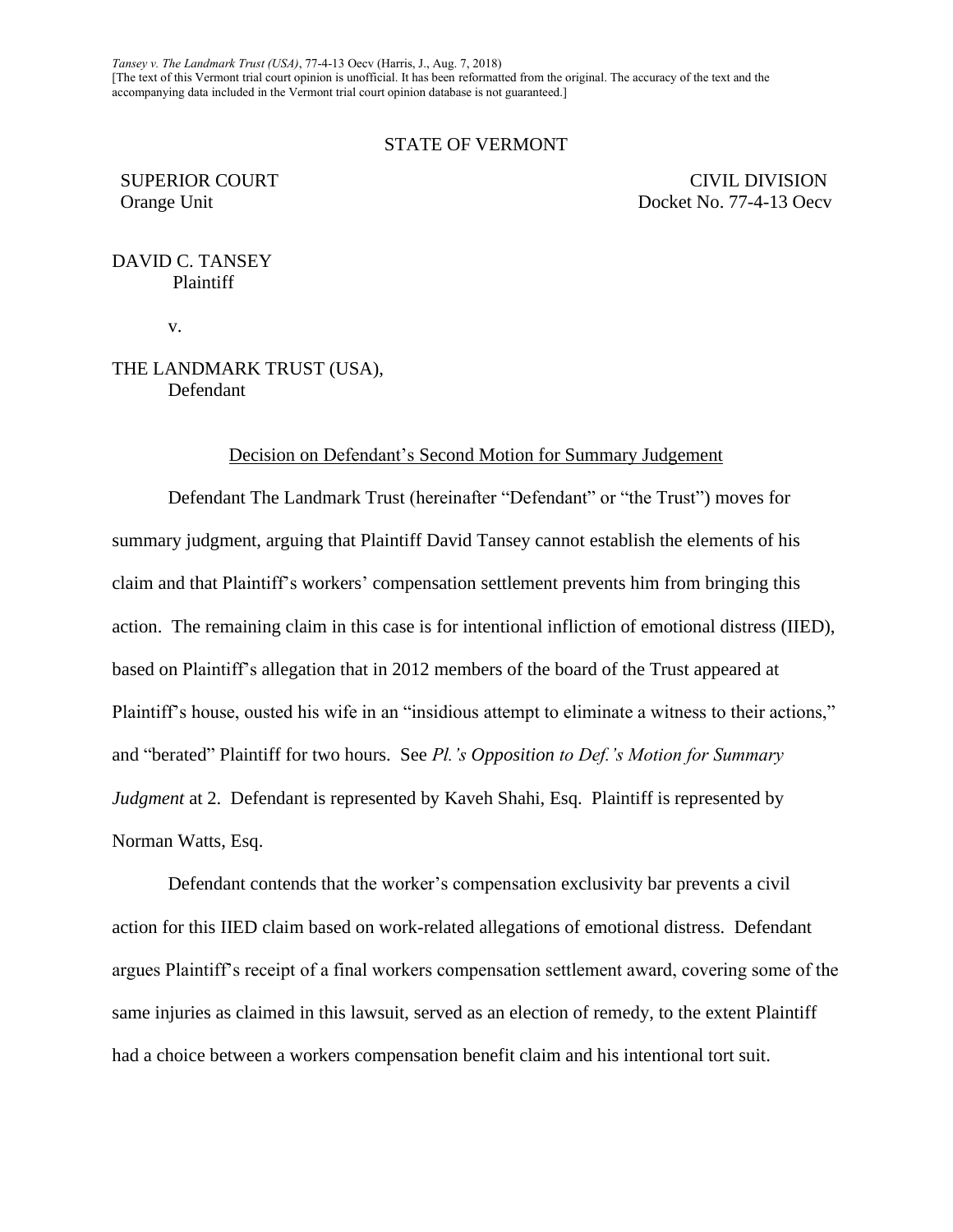*Tansey v. The Landmark Trust (USA)*, 77-4-13 Oecv (Harris, J., Aug. 7, 2018)
[The text of this Vermont trial court opinion is unofficial. It has been reformatted from the original. The accuracy of the text and the accompanying data included in the Vermont trial court opinion database is not guaranteed.]

STATE OF VERMONT

SUPERIOR COURT
Orange Unit

CIVIL DIVISION
Docket No. 77-4-13 Oecv

DAVID C. TANSEY
Plaintiff

v.

THE LANDMARK TRUST (USA),
Defendant

Decision on Defendant's Second Motion for Summary Judgement

Defendant The Landmark Trust (hereinafter "Defendant" or "the Trust") moves for summary judgment, arguing that Plaintiff David Tansey cannot establish the elements of his claim and that Plaintiff's workers' compensation settlement prevents him from bringing this action. The remaining claim in this case is for intentional infliction of emotional distress (IIED), based on Plaintiff's allegation that in 2012 members of the board of the Trust appeared at Plaintiff's house, ousted his wife in an "insidious attempt to eliminate a witness to their actions," and "berated" Plaintiff for two hours. See *Pl.'s Opposition to Def.'s Motion for Summary Judgment* at 2. Defendant is represented by Kaveh Shahi, Esq. Plaintiff is represented by Norman Watts, Esq.

Defendant contends that the worker's compensation exclusivity bar prevents a civil action for this IIED claim based on work-related allegations of emotional distress. Defendant argues Plaintiff's receipt of a final workers compensation settlement award, covering some of the same injuries as claimed in this lawsuit, served as an election of remedy, to the extent Plaintiff had a choice between a workers compensation benefit claim and his intentional tort suit.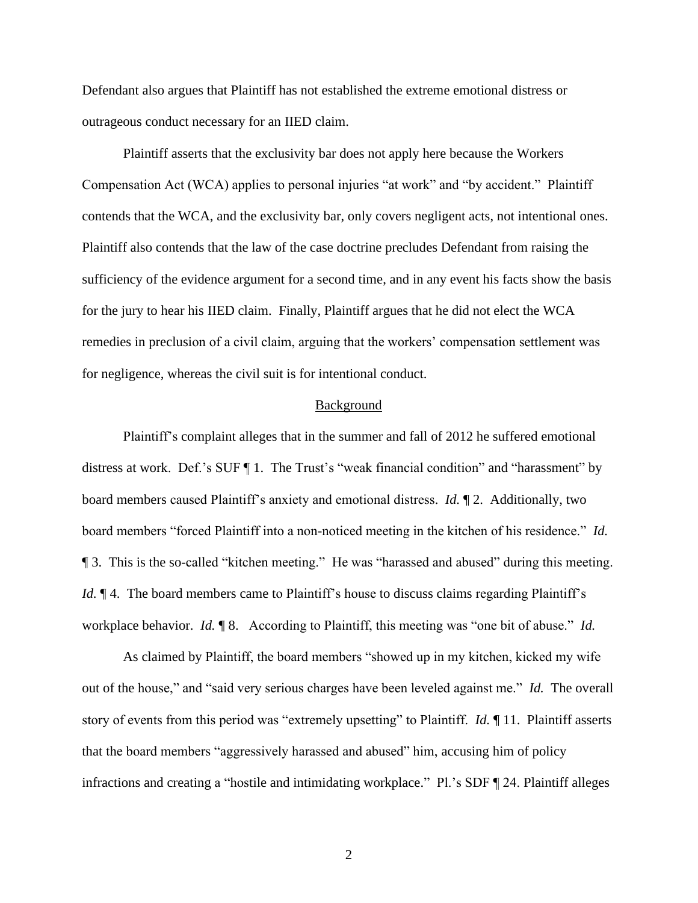Defendant also argues that Plaintiff has not established the extreme emotional distress or outrageous conduct necessary for an IIED claim.

Plaintiff asserts that the exclusivity bar does not apply here because the Workers Compensation Act (WCA) applies to personal injuries "at work" and "by accident." Plaintiff contends that the WCA, and the exclusivity bar, only covers negligent acts, not intentional ones. Plaintiff also contends that the law of the case doctrine precludes Defendant from raising the sufficiency of the evidence argument for a second time, and in any event his facts show the basis for the jury to hear his IIED claim. Finally, Plaintiff argues that he did not elect the WCA remedies in preclusion of a civil claim, arguing that the workers' compensation settlement was for negligence, whereas the civil suit is for intentional conduct.

<u>Background</u>

Plaintiff's complaint alleges that in the summer and fall of 2012 he suffered emotional distress at work. Def.'s SUF ¶ 1. The Trust's "weak financial condition" and "harassment" by board members caused Plaintiff's anxiety and emotional distress. *Id.* ¶ 2. Additionally, two board members "forced Plaintiff into a non-noticed meeting in the kitchen of his residence." *Id.* ¶ 3. This is the so-called "kitchen meeting." He was "harassed and abused" during this meeting. *Id.* ¶ 4. The board members came to Plaintiff's house to discuss claims regarding Plaintiff's workplace behavior. *Id.* ¶ 8. According to Plaintiff, this meeting was "one bit of abuse." *Id.*

As claimed by Plaintiff, the board members "showed up in my kitchen, kicked my wife out of the house," and "said very serious charges have been leveled against me." *Id.* The overall story of events from this period was "extremely upsetting" to Plaintiff. *Id.* ¶ 11. Plaintiff asserts that the board members "aggressively harassed and abused" him, accusing him of policy infractions and creating a "hostile and intimidating workplace." Pl.'s SDF ¶ 24. Plaintiff alleges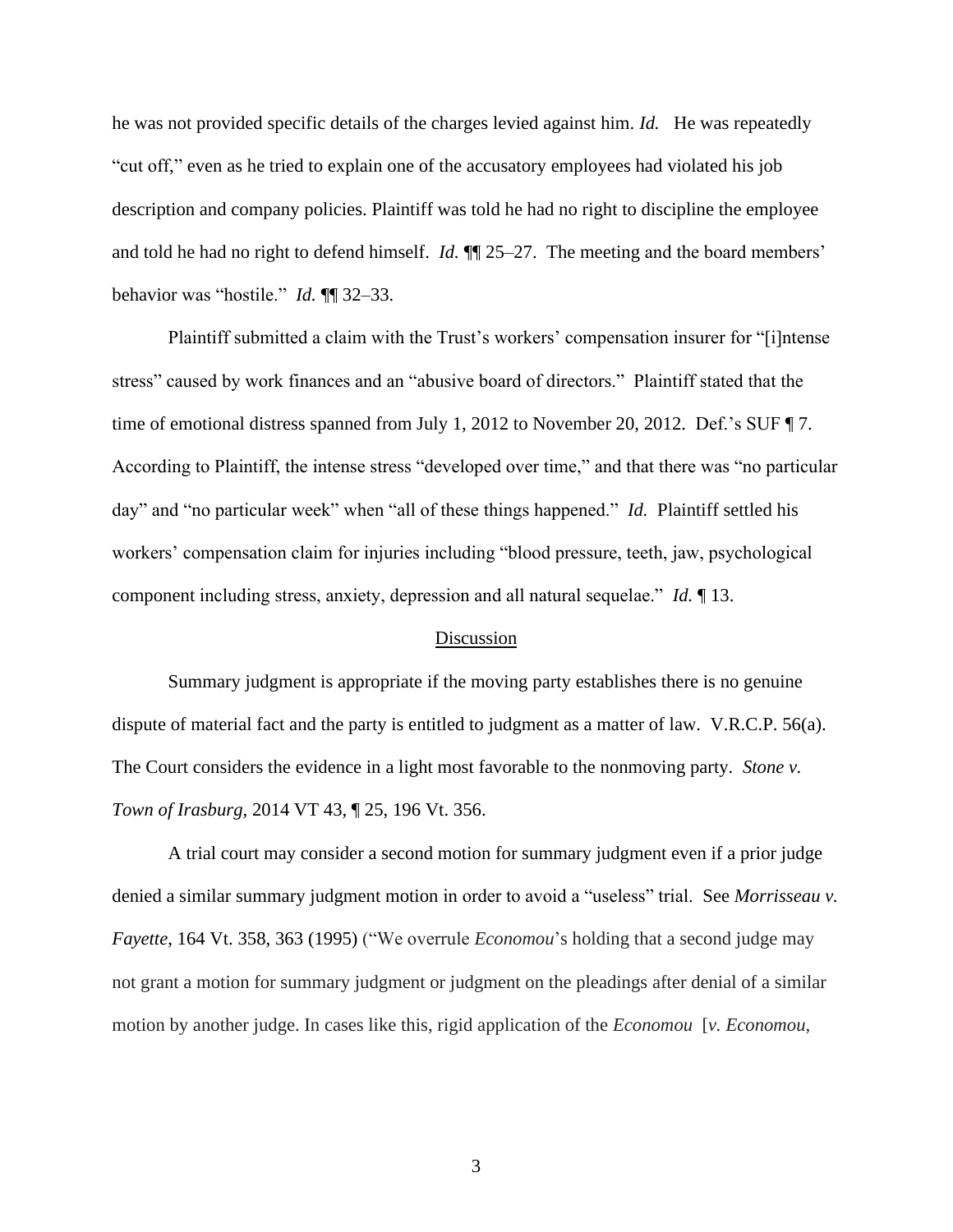he was not provided specific details of the charges levied against him. *Id.* He was repeatedly "cut off," even as he tried to explain one of the accusatory employees had violated his job description and company policies. Plaintiff was told he had no right to discipline the employee and told he had no right to defend himself. *Id.* ¶¶ 25–27. The meeting and the board members' behavior was "hostile." *Id.* ¶¶ 32–33.

Plaintiff submitted a claim with the Trust's workers' compensation insurer for "[i]ntense stress" caused by work finances and an "abusive board of directors." Plaintiff stated that the time of emotional distress spanned from July 1, 2012 to November 20, 2012. Def.'s SUF ¶ 7. According to Plaintiff, the intense stress "developed over time," and that there was "no particular day" and "no particular week" when "all of these things happened." *Id.* Plaintiff settled his workers' compensation claim for injuries including "blood pressure, teeth, jaw, psychological component including stress, anxiety, depression and all natural sequelae." *Id.* ¶ 13.

<u>Discussion</u>

Summary judgment is appropriate if the moving party establishes there is no genuine dispute of material fact and the party is entitled to judgment as a matter of law. V.R.C.P. 56(a). The Court considers the evidence in a light most favorable to the nonmoving party. *Stone v. Town of Irasburg*, 2014 VT 43, ¶ 25, 196 Vt. 356.

A trial court may consider a second motion for summary judgment even if a prior judge denied a similar summary judgment motion in order to avoid a "useless" trial. See *Morrisseau v. Fayette*, 164 Vt. 358, 363 (1995) ("We overrule *Economou*'s holding that a second judge may not grant a motion for summary judgment or judgment on the pleadings after denial of a similar motion by another judge. In cases like this, rigid application of the *Economou* [*v. Economou*,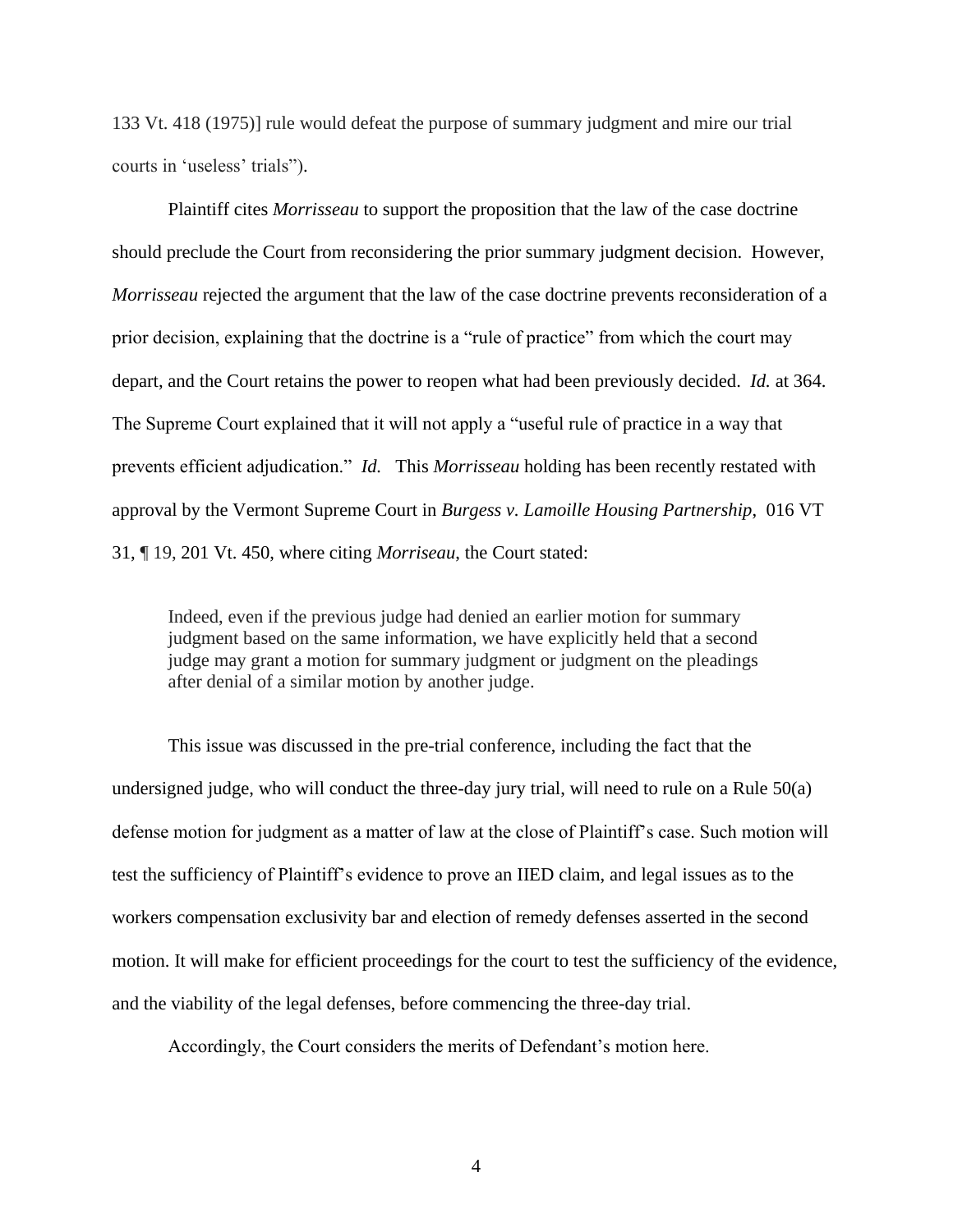133 Vt. 418 (1975)] rule would defeat the purpose of summary judgment and mire our trial courts in 'useless' trials").

Plaintiff cites *Morrisseau* to support the proposition that the law of the case doctrine should preclude the Court from reconsidering the prior summary judgment decision. However, *Morrisseau* rejected the argument that the law of the case doctrine prevents reconsideration of a prior decision, explaining that the doctrine is a "rule of practice" from which the court may depart, and the Court retains the power to reopen what had been previously decided. *Id.* at 364. The Supreme Court explained that it will not apply a "useful rule of practice in a way that prevents efficient adjudication." *Id.* This *Morrisseau* holding has been recently restated with approval by the Vermont Supreme Court in *Burgess v. Lamoille Housing Partnership*, 016 VT 31, ¶ 19, 201 Vt. 450, where citing *Morriseau*, the Court stated:

> Indeed, even if the previous judge had denied an earlier motion for summary judgment based on the same information, we have explicitly held that a second judge may grant a motion for summary judgment or judgment on the pleadings after denial of a similar motion by another judge.

This issue was discussed in the pre-trial conference, including the fact that the undersigned judge, who will conduct the three-day jury trial, will need to rule on a Rule 50(a) defense motion for judgment as a matter of law at the close of Plaintiff's case. Such motion will test the sufficiency of Plaintiff's evidence to prove an IIED claim, and legal issues as to the workers compensation exclusivity bar and election of remedy defenses asserted in the second motion. It will make for efficient proceedings for the court to test the sufficiency of the evidence, and the viability of the legal defenses, before commencing the three-day trial.

Accordingly, the Court considers the merits of Defendant's motion here.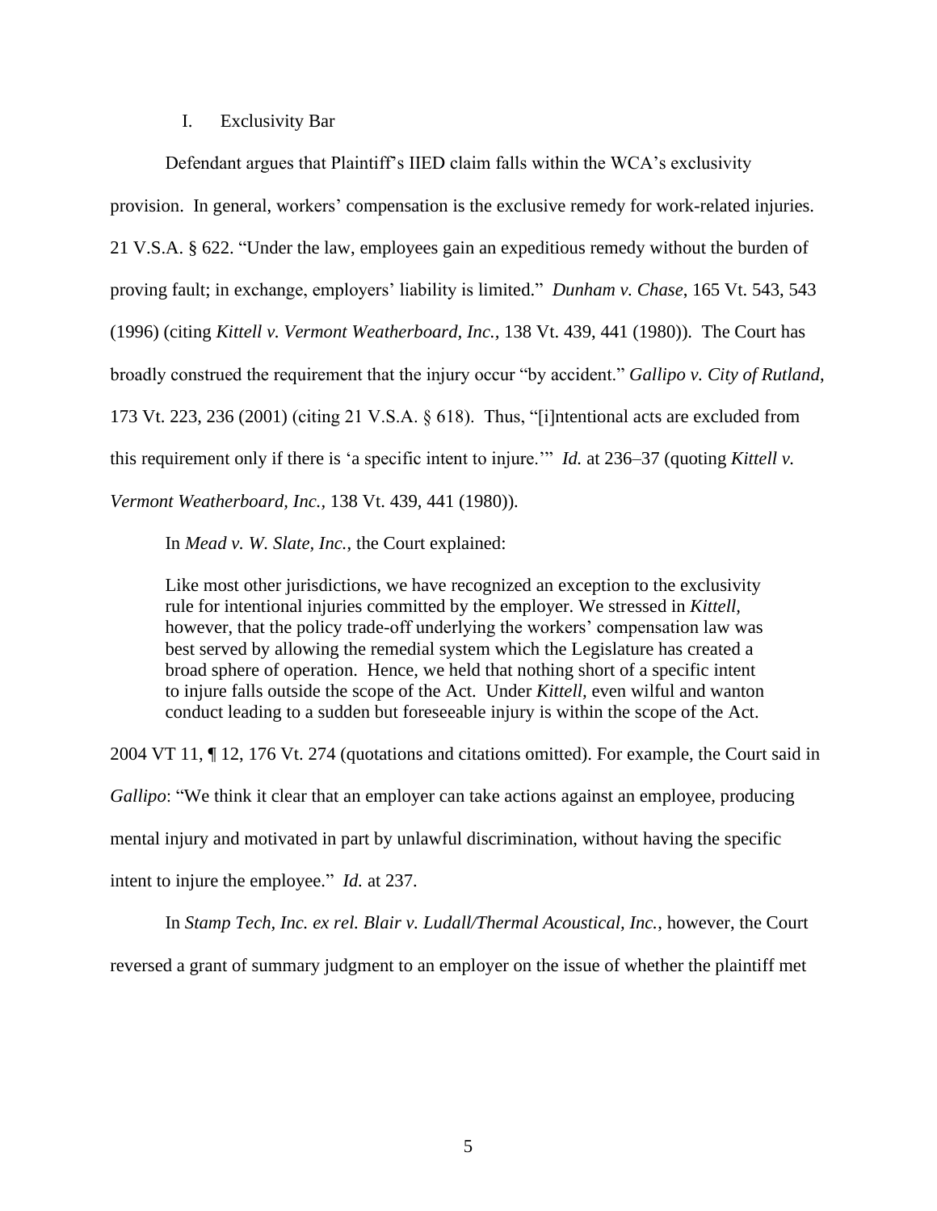I. Exclusivity Bar

Defendant argues that Plaintiff's IIED claim falls within the WCA's exclusivity provision. In general, workers' compensation is the exclusive remedy for work-related injuries. 21 V.S.A. § 622. "Under the law, employees gain an expeditious remedy without the burden of proving fault; in exchange, employers' liability is limited." *Dunham v. Chase*, 165 Vt. 543, 543 (1996) (citing *Kittell v. Vermont Weatherboard, Inc.*, 138 Vt. 439, 441 (1980)). The Court has broadly construed the requirement that the injury occur "by accident." *Gallipo v. City of Rutland*, 173 Vt. 223, 236 (2001) (citing 21 V.S.A. § 618). Thus, "[i]ntentional acts are excluded from this requirement only if there is 'a specific intent to injure.'" *Id.* at 236–37 (quoting *Kittell v. Vermont Weatherboard, Inc.*, 138 Vt. 439, 441 (1980)).

In *Mead v. W. Slate, Inc.*, the Court explained:

> Like most other jurisdictions, we have recognized an exception to the exclusivity rule for intentional injuries committed by the employer. We stressed in *Kittell*, however, that the policy trade-off underlying the workers' compensation law was best served by allowing the remedial system which the Legislature has created a broad sphere of operation. Hence, we held that nothing short of a specific intent to injure falls outside the scope of the Act. Under *Kittell*, even wilful and wanton conduct leading to a sudden but foreseeable injury is within the scope of the Act.

2004 VT 11, ¶ 12, 176 Vt. 274 (quotations and citations omitted). For example, the Court said in *Gallipo*: "We think it clear that an employer can take actions against an employee, producing mental injury and motivated in part by unlawful discrimination, without having the specific intent to injure the employee." *Id.* at 237.

In *Stamp Tech, Inc. ex rel. Blair v. Ludall/Thermal Acoustical, Inc.*, however, the Court reversed a grant of summary judgment to an employer on the issue of whether the plaintiff met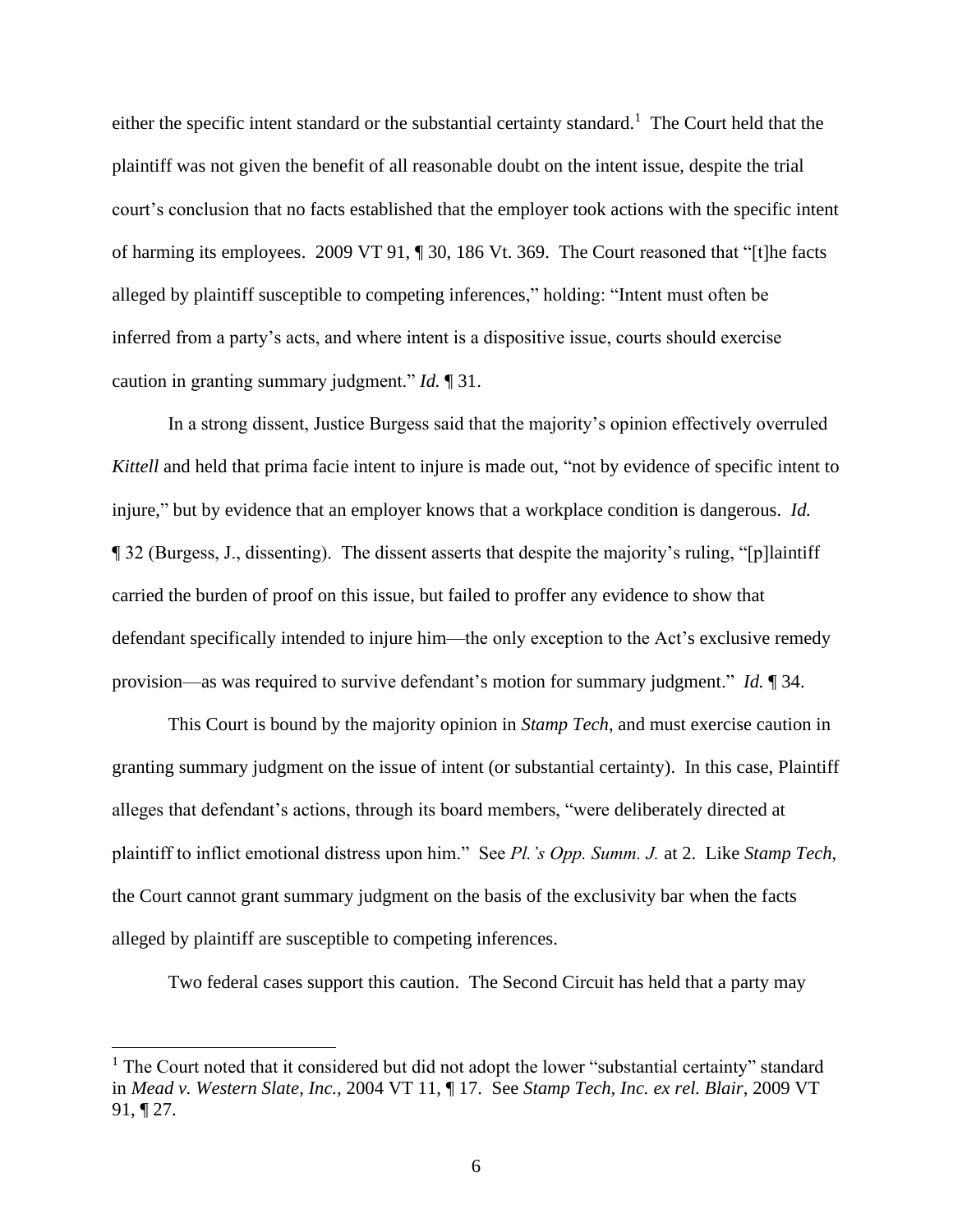either the specific intent standard or the substantial certainty standard.[1] The Court held that the plaintiff was not given the benefit of all reasonable doubt on the intent issue, despite the trial court's conclusion that no facts established that the employer took actions with the specific intent of harming its employees. 2009 VT 91, ¶ 30, 186 Vt. 369. The Court reasoned that "[t]he facts alleged by plaintiff susceptible to competing inferences," holding: "Intent must often be inferred from a party's acts, and where intent is a dispositive issue, courts should exercise caution in granting summary judgment." *Id.* ¶ 31.

In a strong dissent, Justice Burgess said that the majority's opinion effectively overruled *Kittell* and held that prima facie intent to injure is made out, "not by evidence of specific intent to injure," but by evidence that an employer knows that a workplace condition is dangerous. *Id.* ¶ 32 (Burgess, J., dissenting). The dissent asserts that despite the majority's ruling, "[p]laintiff carried the burden of proof on this issue, but failed to proffer any evidence to show that defendant specifically intended to injure him—the only exception to the Act's exclusive remedy provision—as was required to survive defendant's motion for summary judgment." *Id.* ¶ 34.

This Court is bound by the majority opinion in *Stamp Tech*, and must exercise caution in granting summary judgment on the issue of intent (or substantial certainty). In this case, Plaintiff alleges that defendant's actions, through its board members, "were deliberately directed at plaintiff to inflict emotional distress upon him." See *Pl.'s Opp. Summ. J.* at 2. Like *Stamp Tech*, the Court cannot grant summary judgment on the basis of the exclusivity bar when the facts alleged by plaintiff are susceptible to competing inferences.

Two federal cases support this caution. The Second Circuit has held that a party may

[1] The Court noted that it considered but did not adopt the lower "substantial certainty" standard in *Mead v. Western Slate, Inc.,* 2004 VT 11, ¶ 17. See *Stamp Tech, Inc. ex rel. Blair*, 2009 VT 91, ¶ 27.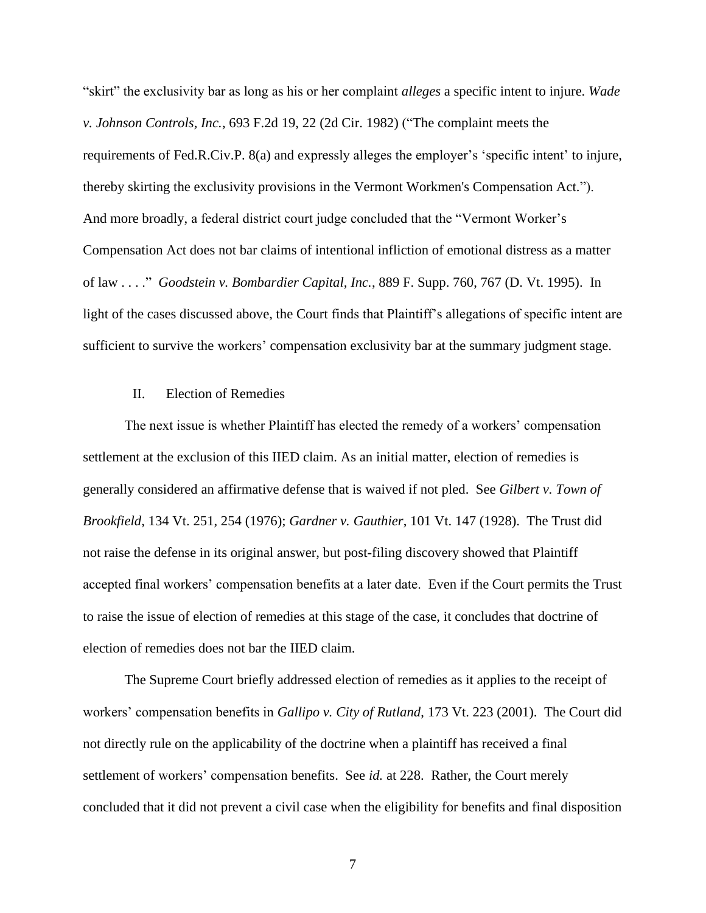"skirt" the exclusivity bar as long as his or her complaint *alleges* a specific intent to injure. *Wade v. Johnson Controls, Inc.*, 693 F.2d 19, 22 (2d Cir. 1982) ("The complaint meets the requirements of Fed.R.Civ.P. 8(a) and expressly alleges the employer's 'specific intent' to injure, thereby skirting the exclusivity provisions in the Vermont Workmen's Compensation Act."). And more broadly, a federal district court judge concluded that the "Vermont Worker's Compensation Act does not bar claims of intentional infliction of emotional distress as a matter of law . . . ." *Goodstein v. Bombardier Capital, Inc.*, 889 F. Supp. 760, 767 (D. Vt. 1995). In light of the cases discussed above, the Court finds that Plaintiff's allegations of specific intent are sufficient to survive the workers' compensation exclusivity bar at the summary judgment stage.

## II. Election of Remedies

The next issue is whether Plaintiff has elected the remedy of a workers' compensation settlement at the exclusion of this IIED claim. As an initial matter, election of remedies is generally considered an affirmative defense that is waived if not pled. See *Gilbert v. Town of Brookfield*, 134 Vt. 251, 254 (1976); *Gardner v. Gauthier*, 101 Vt. 147 (1928). The Trust did not raise the defense in its original answer, but post-filing discovery showed that Plaintiff accepted final workers' compensation benefits at a later date. Even if the Court permits the Trust to raise the issue of election of remedies at this stage of the case, it concludes that doctrine of election of remedies does not bar the IIED claim.

The Supreme Court briefly addressed election of remedies as it applies to the receipt of workers' compensation benefits in *Gallipo v. City of Rutland*, 173 Vt. 223 (2001). The Court did not directly rule on the applicability of the doctrine when a plaintiff has received a final settlement of workers' compensation benefits. See *id.* at 228. Rather, the Court merely concluded that it did not prevent a civil case when the eligibility for benefits and final disposition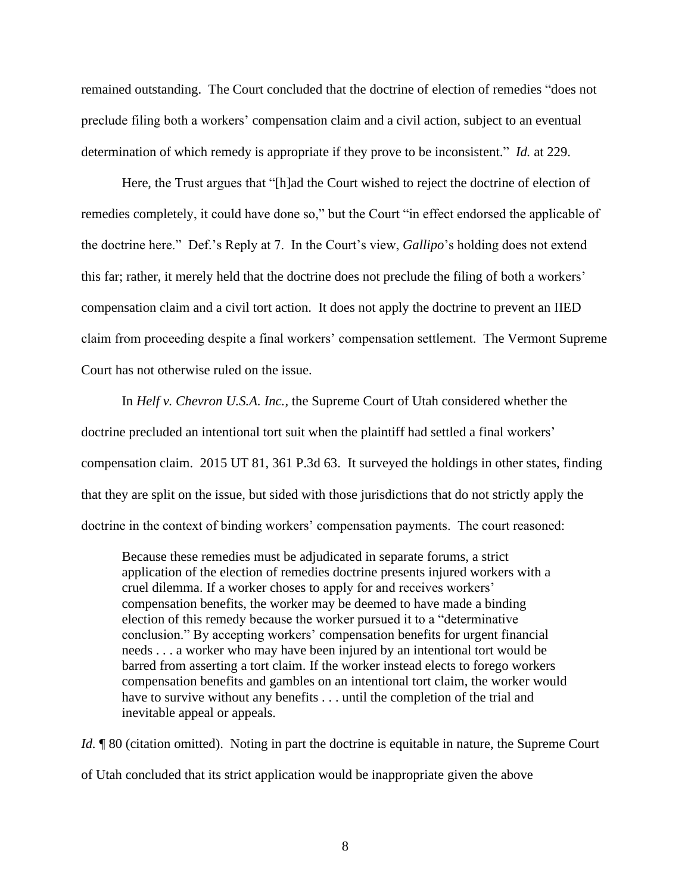remained outstanding. The Court concluded that the doctrine of election of remedies "does not preclude filing both a workers' compensation claim and a civil action, subject to an eventual determination of which remedy is appropriate if they prove to be inconsistent." *Id.* at 229.

Here, the Trust argues that "[h]ad the Court wished to reject the doctrine of election of remedies completely, it could have done so," but the Court "in effect endorsed the applicable of the doctrine here." Def.'s Reply at 7. In the Court's view, *Gallipo*'s holding does not extend this far; rather, it merely held that the doctrine does not preclude the filing of both a workers' compensation claim and a civil tort action. It does not apply the doctrine to prevent an IIED claim from proceeding despite a final workers' compensation settlement. The Vermont Supreme Court has not otherwise ruled on the issue.

In *Helf v. Chevron U.S.A. Inc.*, the Supreme Court of Utah considered whether the doctrine precluded an intentional tort suit when the plaintiff had settled a final workers' compensation claim. 2015 UT 81, 361 P.3d 63. It surveyed the holdings in other states, finding that they are split on the issue, but sided with those jurisdictions that do not strictly apply the doctrine in the context of binding workers' compensation payments. The court reasoned:

> Because these remedies must be adjudicated in separate forums, a strict application of the election of remedies doctrine presents injured workers with a cruel dilemma. If a worker choses to apply for and receives workers' compensation benefits, the worker may be deemed to have made a binding election of this remedy because the worker pursued it to a "determinative conclusion." By accepting workers' compensation benefits for urgent financial needs . . . a worker who may have been injured by an intentional tort would be barred from asserting a tort claim. If the worker instead elects to forego workers compensation benefits and gambles on an intentional tort claim, the worker would have to survive without any benefits . . . until the completion of the trial and inevitable appeal or appeals.

*Id.* ¶ 80 (citation omitted). Noting in part the doctrine is equitable in nature, the Supreme Court of Utah concluded that its strict application would be inappropriate given the above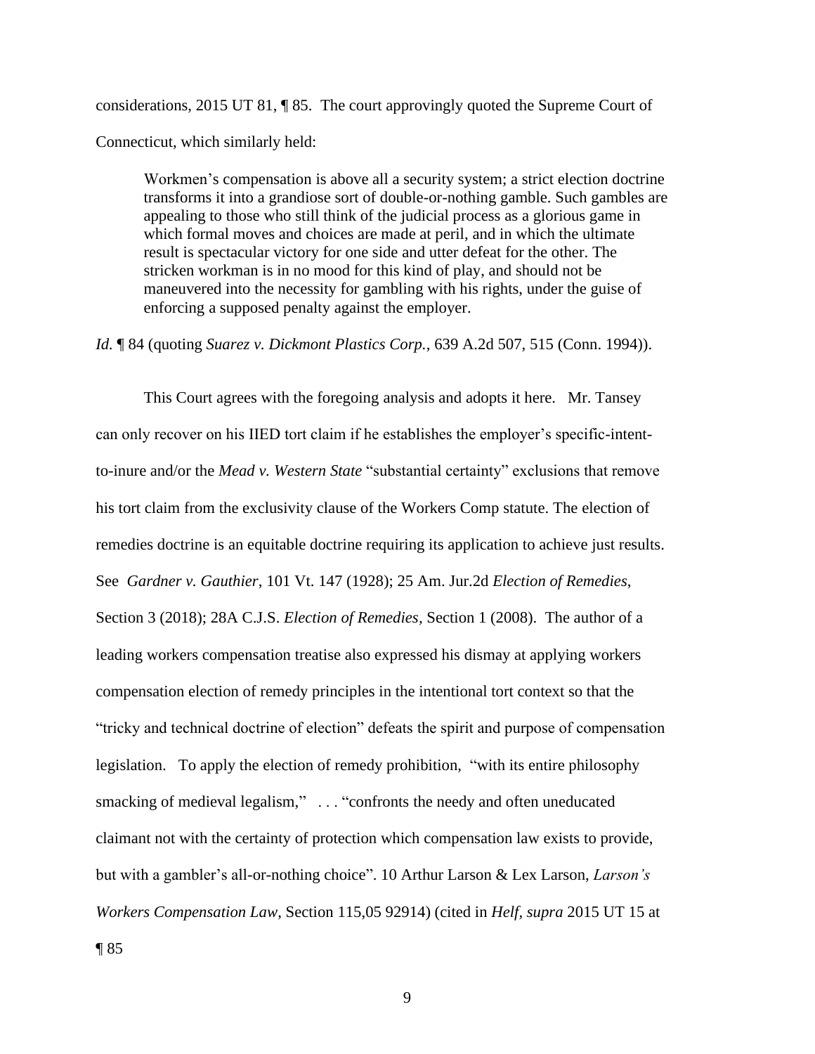considerations, 2015 UT 81, ¶ 85. The court approvingly quoted the Supreme Court of Connecticut, which similarly held:

> Workmen's compensation is above all a security system; a strict election doctrine transforms it into a grandiose sort of double-or-nothing gamble. Such gambles are appealing to those who still think of the judicial process as a glorious game in which formal moves and choices are made at peril, and in which the ultimate result is spectacular victory for one side and utter defeat for the other. The stricken workman is in no mood for this kind of play, and should not be maneuvered into the necessity for gambling with his rights, under the guise of enforcing a supposed penalty against the employer.

*Id.* ¶ 84 (quoting *Suarez v. Dickmont Plastics Corp.*, 639 A.2d 507, 515 (Conn. 1994)).

This Court agrees with the foregoing analysis and adopts it here. Mr. Tansey can only recover on his IIED tort claim if he establishes the employer's specific-intent-to-inure and/or the *Mead v. Western State* "substantial certainty" exclusions that remove his tort claim from the exclusivity clause of the Workers Comp statute. The election of remedies doctrine is an equitable doctrine requiring its application to achieve just results. See *Gardner v. Gauthier*, 101 Vt. 147 (1928); 25 Am. Jur.2d *Election of Remedies*, Section 3 (2018); 28A C.J.S. *Election of Remedies*, Section 1 (2008). The author of a leading workers compensation treatise also expressed his dismay at applying workers compensation election of remedy principles in the intentional tort context so that the "tricky and technical doctrine of election" defeats the spirit and purpose of compensation legislation. To apply the election of remedy prohibition, "with its entire philosophy smacking of medieval legalism," . . . "confronts the needy and often uneducated claimant not with the certainty of protection which compensation law exists to provide, but with a gambler's all-or-nothing choice". 10 Arthur Larson & Lex Larson, *Larson's Workers Compensation Law*, Section 115,05 92914) (cited in *Helf*, *supra* 2015 UT 15 at ¶ 85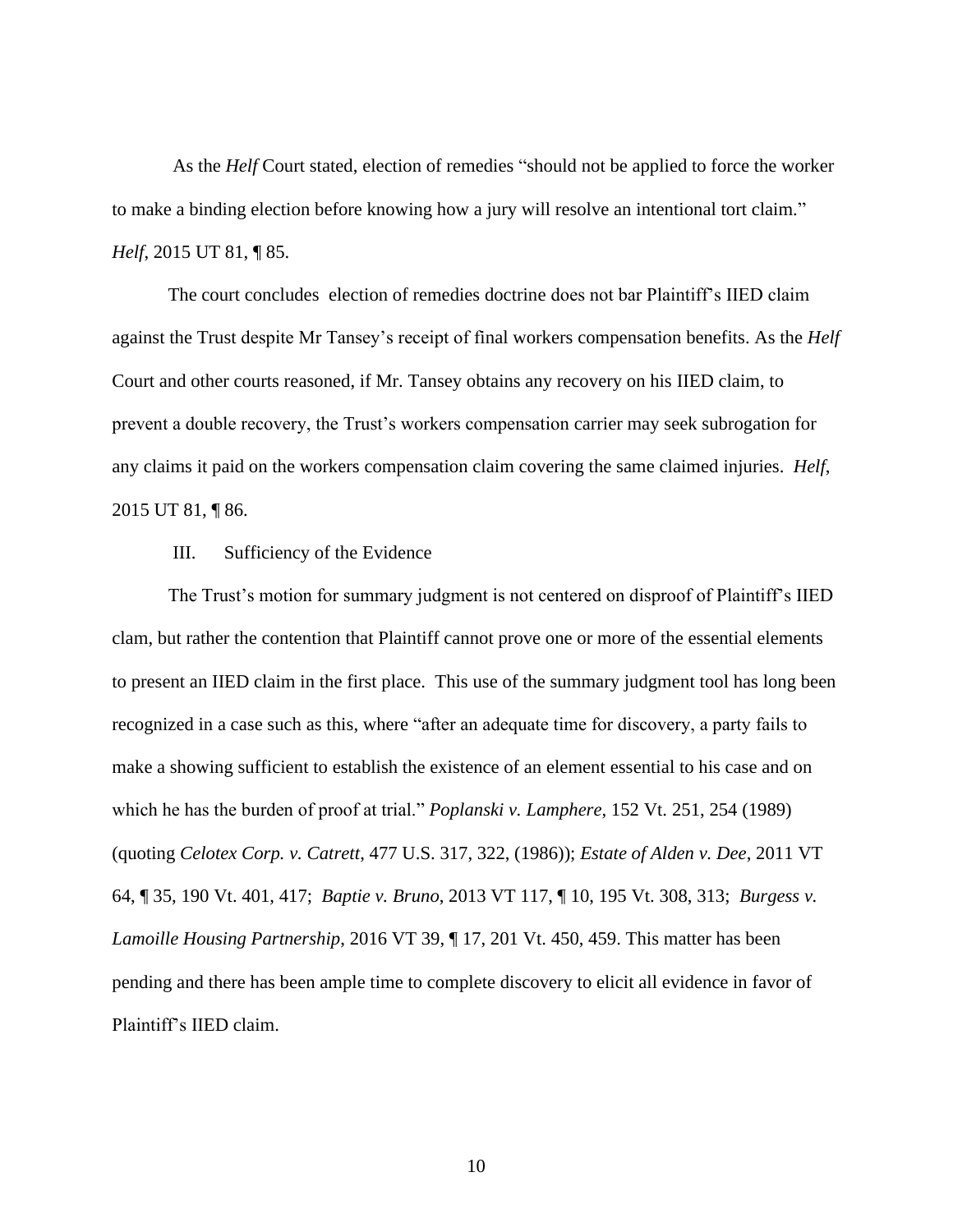As the *Helf* Court stated, election of remedies "should not be applied to force the worker to make a binding election before knowing how a jury will resolve an intentional tort claim." *Helf*, 2015 UT 81, ¶ 85.

The court concludes election of remedies doctrine does not bar Plaintiff's IIED claim against the Trust despite Mr Tansey's receipt of final workers compensation benefits. As the *Helf* Court and other courts reasoned, if Mr. Tansey obtains any recovery on his IIED claim, to prevent a double recovery, the Trust's workers compensation carrier may seek subrogation for any claims it paid on the workers compensation claim covering the same claimed injuries. *Helf*, 2015 UT 81, ¶ 86.

III. Sufficiency of the Evidence

The Trust's motion for summary judgment is not centered on disproof of Plaintiff's IIED clam, but rather the contention that Plaintiff cannot prove one or more of the essential elements to present an IIED claim in the first place. This use of the summary judgment tool has long been recognized in a case such as this, where "after an adequate time for discovery, a party fails to make a showing sufficient to establish the existence of an element essential to his case and on which he has the burden of proof at trial." *Poplanski v. Lamphere*, 152 Vt. 251, 254 (1989) (quoting *Celotex Corp. v. Catrett*, 477 U.S. 317, 322, (1986)); *Estate of Alden v. Dee*, 2011 VT 64, ¶ 35, 190 Vt. 401, 417; *Baptie v. Bruno*, 2013 VT 117, ¶ 10, 195 Vt. 308, 313; *Burgess v. Lamoille Housing Partnership*, 2016 VT 39, ¶ 17, 201 Vt. 450, 459. This matter has been pending and there has been ample time to complete discovery to elicit all evidence in favor of Plaintiff's IIED claim.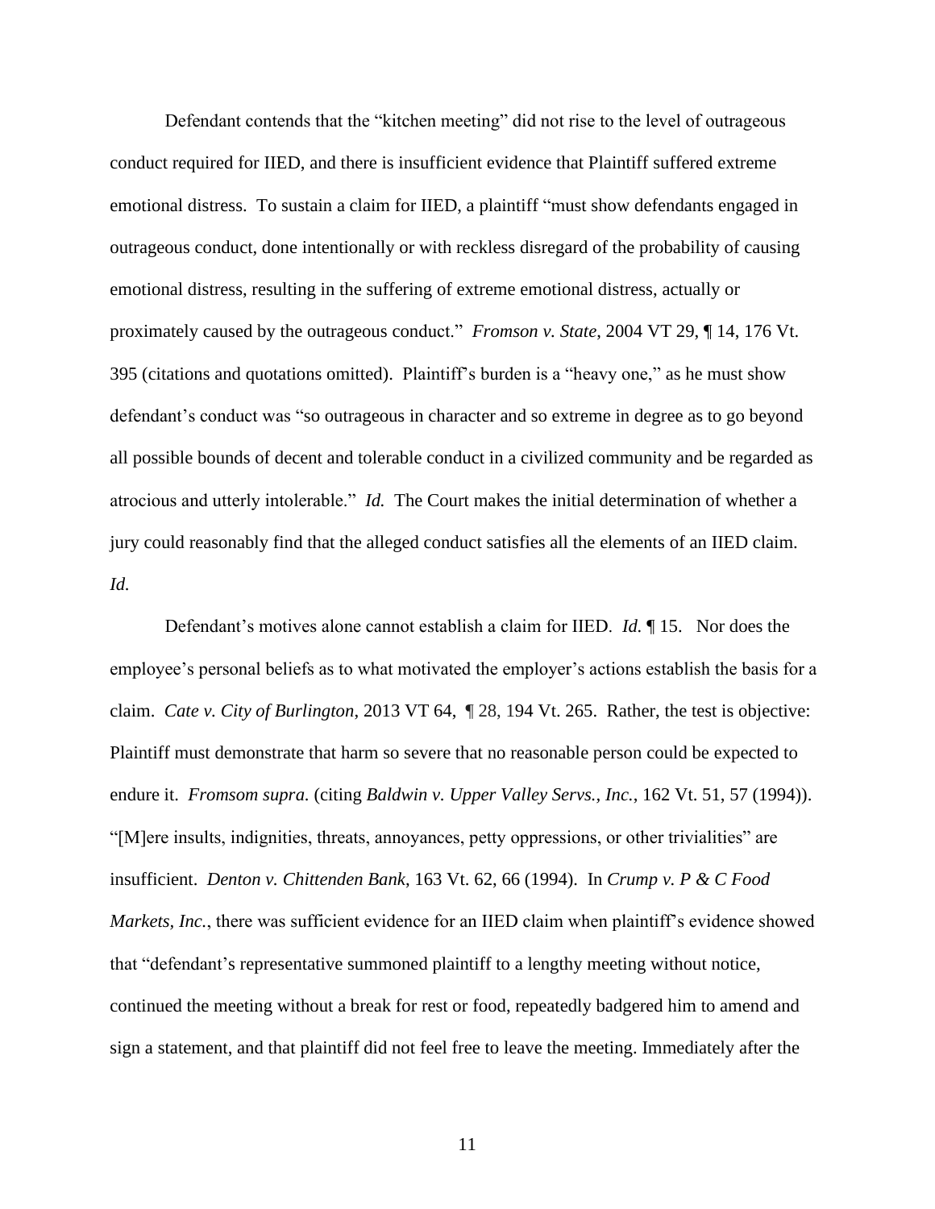Defendant contends that the "kitchen meeting" did not rise to the level of outrageous conduct required for IIED, and there is insufficient evidence that Plaintiff suffered extreme emotional distress. To sustain a claim for IIED, a plaintiff "must show defendants engaged in outrageous conduct, done intentionally or with reckless disregard of the probability of causing emotional distress, resulting in the suffering of extreme emotional distress, actually or proximately caused by the outrageous conduct." *Fromson v. State*, 2004 VT 29, ¶ 14, 176 Vt. 395 (citations and quotations omitted). Plaintiff's burden is a "heavy one," as he must show defendant's conduct was "so outrageous in character and so extreme in degree as to go beyond all possible bounds of decent and tolerable conduct in a civilized community and be regarded as atrocious and utterly intolerable." *Id.* The Court makes the initial determination of whether a jury could reasonably find that the alleged conduct satisfies all the elements of an IIED claim. *Id.*

Defendant's motives alone cannot establish a claim for IIED. *Id.* ¶ 15. Nor does the employee's personal beliefs as to what motivated the employer's actions establish the basis for a claim. *Cate v. City of Burlington*, 2013 VT 64, ¶ 28, 194 Vt. 265. Rather, the test is objective: Plaintiff must demonstrate that harm so severe that no reasonable person could be expected to endure it. *Fromsom supra.* (citing *Baldwin v. Upper Valley Servs., Inc.*, 162 Vt. 51, 57 (1994)). "[M]ere insults, indignities, threats, annoyances, petty oppressions, or other trivialities" are insufficient. *Denton v. Chittenden Bank*, 163 Vt. 62, 66 (1994). In *Crump v. P & C Food Markets, Inc.*, there was sufficient evidence for an IIED claim when plaintiff's evidence showed that "defendant's representative summoned plaintiff to a lengthy meeting without notice, continued the meeting without a break for rest or food, repeatedly badgered him to amend and sign a statement, and that plaintiff did not feel free to leave the meeting. Immediately after the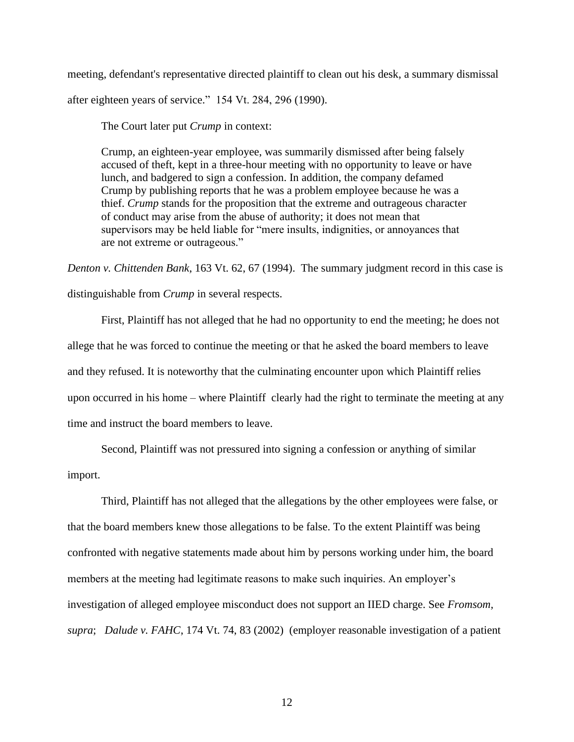meeting, defendant's representative directed plaintiff to clean out his desk, a summary dismissal after eighteen years of service." 154 Vt. 284, 296 (1990).

The Court later put *Crump* in context:

> Crump, an eighteen-year employee, was summarily dismissed after being falsely accused of theft, kept in a three-hour meeting with no opportunity to leave or have lunch, and badgered to sign a confession. In addition, the company defamed Crump by publishing reports that he was a problem employee because he was a thief. *Crump* stands for the proposition that the extreme and outrageous character of conduct may arise from the abuse of authority; it does not mean that supervisors may be held liable for "mere insults, indignities, or annoyances that are not extreme or outrageous."

*Denton v. Chittenden Bank*, 163 Vt. 62, 67 (1994). The summary judgment record in this case is distinguishable from *Crump* in several respects.

First, Plaintiff has not alleged that he had no opportunity to end the meeting; he does not allege that he was forced to continue the meeting or that he asked the board members to leave and they refused. It is noteworthy that the culminating encounter upon which Plaintiff relies upon occurred in his home – where Plaintiff clearly had the right to terminate the meeting at any time and instruct the board members to leave.

Second, Plaintiff was not pressured into signing a confession or anything of similar import.

Third, Plaintiff has not alleged that the allegations by the other employees were false, or that the board members knew those allegations to be false. To the extent Plaintiff was being confronted with negative statements made about him by persons working under him, the board members at the meeting had legitimate reasons to make such inquiries. An employer's investigation of alleged employee misconduct does not support an IIED charge. See *Fromsom, supra*; *Dalude v. FAHC*, 174 Vt. 74, 83 (2002) (employer reasonable investigation of a patient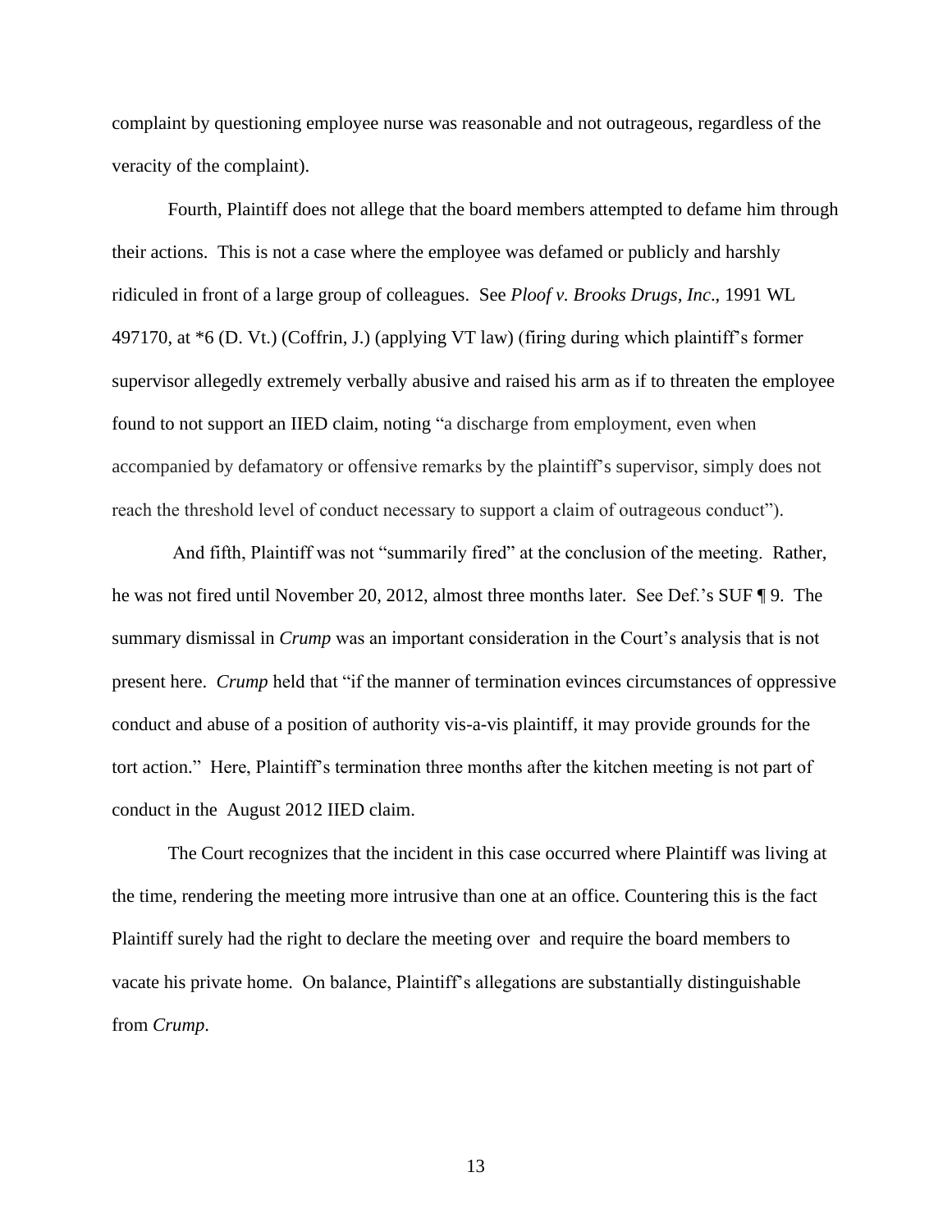complaint by questioning employee nurse was reasonable and not outrageous, regardless of the veracity of the complaint).

Fourth, Plaintiff does not allege that the board members attempted to defame him through their actions. This is not a case where the employee was defamed or publicly and harshly ridiculed in front of a large group of colleagues. See *Ploof v. Brooks Drugs, Inc*., 1991 WL 497170, at *6 (D. Vt.) (Coffrin, J.) (applying VT law) (firing during which plaintiff's former supervisor allegedly extremely verbally abusive and raised his arm as if to threaten the employee found to not support an IIED claim, noting "a discharge from employment, even when accompanied by defamatory or offensive remarks by the plaintiff's supervisor, simply does not reach the threshold level of conduct necessary to support a claim of outrageous conduct").

And fifth, Plaintiff was not "summarily fired" at the conclusion of the meeting. Rather, he was not fired until November 20, 2012, almost three months later. See Def.'s SUF ¶ 9. The summary dismissal in *Crump* was an important consideration in the Court's analysis that is not present here. *Crump* held that "if the manner of termination evinces circumstances of oppressive conduct and abuse of a position of authority vis-a-vis plaintiff, it may provide grounds for the tort action." Here, Plaintiff's termination three months after the kitchen meeting is not part of conduct in the August 2012 IIED claim.

The Court recognizes that the incident in this case occurred where Plaintiff was living at the time, rendering the meeting more intrusive than one at an office. Countering this is the fact Plaintiff surely had the right to declare the meeting over and require the board members to vacate his private home. On balance, Plaintiff's allegations are substantially distinguishable from *Crump*.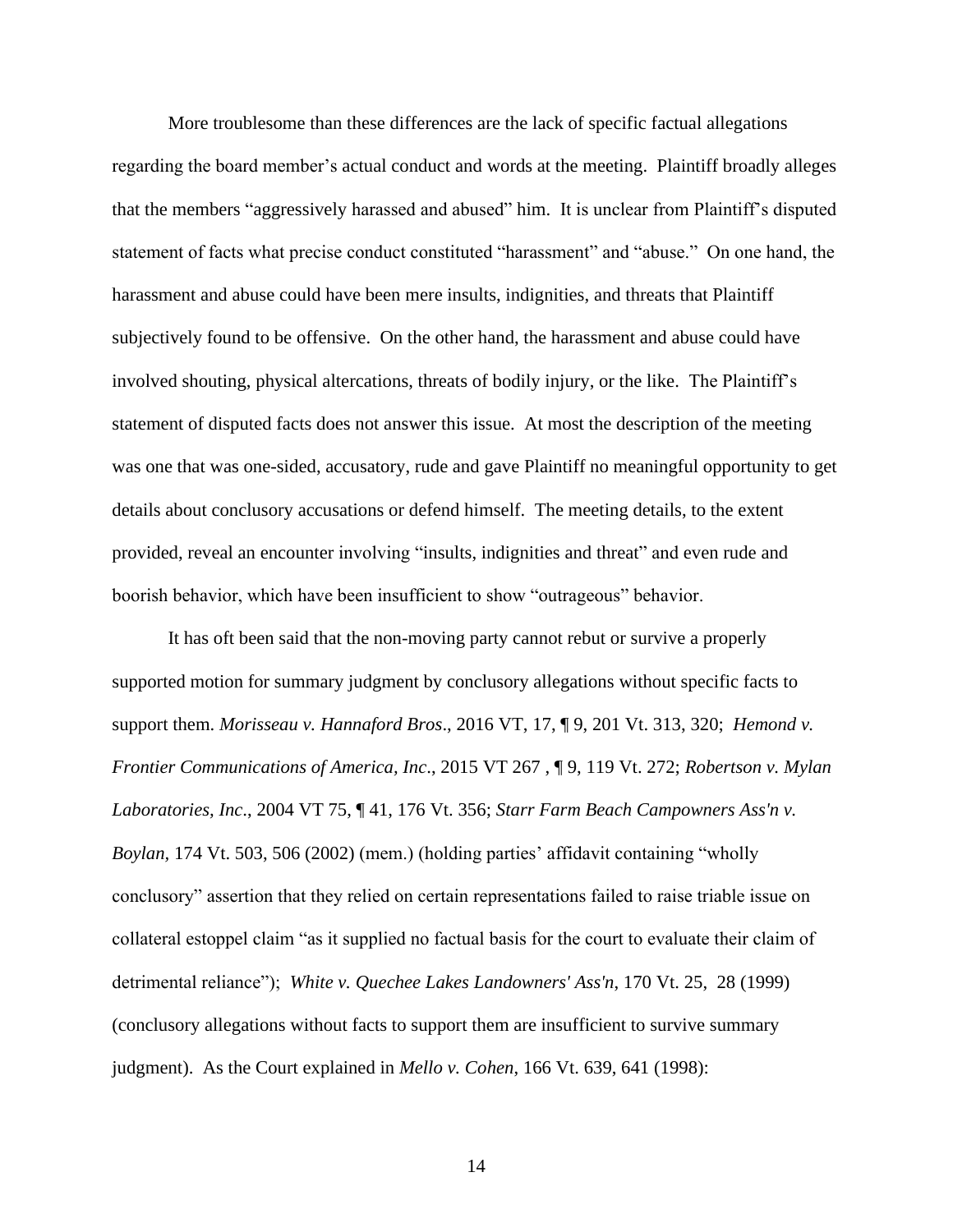More troublesome than these differences are the lack of specific factual allegations regarding the board member's actual conduct and words at the meeting. Plaintiff broadly alleges that the members "aggressively harassed and abused" him. It is unclear from Plaintiff's disputed statement of facts what precise conduct constituted "harassment" and "abuse." On one hand, the harassment and abuse could have been mere insults, indignities, and threats that Plaintiff subjectively found to be offensive. On the other hand, the harassment and abuse could have involved shouting, physical altercations, threats of bodily injury, or the like. The Plaintiff's statement of disputed facts does not answer this issue. At most the description of the meeting was one that was one-sided, accusatory, rude and gave Plaintiff no meaningful opportunity to get details about conclusory accusations or defend himself. The meeting details, to the extent provided, reveal an encounter involving "insults, indignities and threat" and even rude and boorish behavior, which have been insufficient to show "outrageous" behavior.

It has oft been said that the non-moving party cannot rebut or survive a properly supported motion for summary judgment by conclusory allegations without specific facts to support them. *Morisseau v. Hannaford Bros*., 2016 VT, 17, ¶ 9, 201 Vt. 313, 320; *Hemond v. Frontier Communications of America, Inc*., 2015 VT 267 , ¶ 9, 119 Vt. 272; *Robertson v. Mylan Laboratories, Inc*., 2004 VT 75, ¶ 41, 176 Vt. 356; *Starr Farm Beach Campowners Ass'n v. Boylan,* 174 Vt. 503, 506 (2002) (mem.) (holding parties' affidavit containing "wholly conclusory" assertion that they relied on certain representations failed to raise triable issue on collateral estoppel claim "as it supplied no factual basis for the court to evaluate their claim of detrimental reliance"); *White v. Quechee Lakes Landowners' Ass'n*, 170 Vt. 25, 28 (1999) (conclusory allegations without facts to support them are insufficient to survive summary judgment). As the Court explained in *Mello v. Cohen*, 166 Vt. 639, 641 (1998):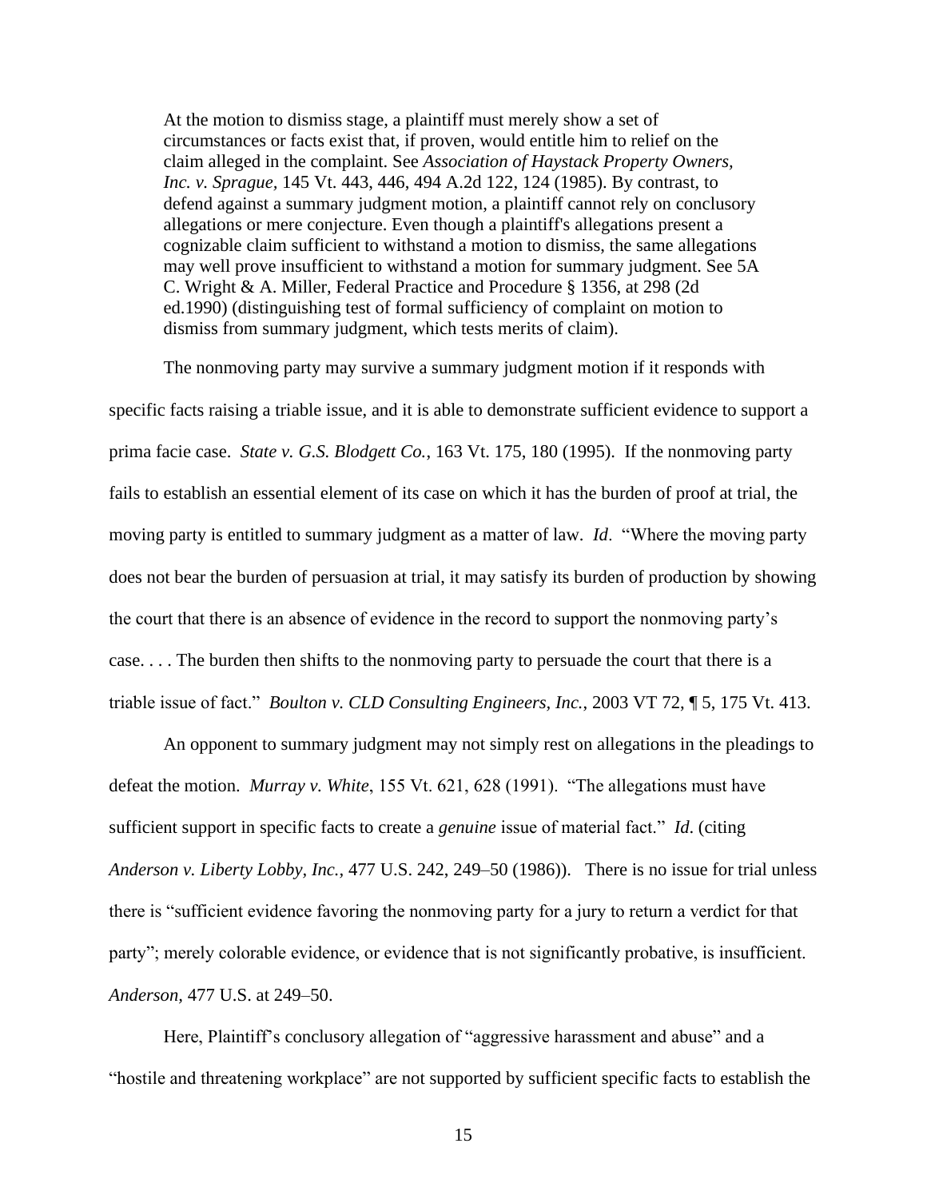> At the motion to dismiss stage, a plaintiff must merely show a set of circumstances or facts exist that, if proven, would entitle him to relief on the claim alleged in the complaint. See *Association of Haystack Property Owners, Inc. v. Sprague*, 145 Vt. 443, 446, 494 A.2d 122, 124 (1985). By contrast, to defend against a summary judgment motion, a plaintiff cannot rely on conclusory allegations or mere conjecture. Even though a plaintiff's allegations present a cognizable claim sufficient to withstand a motion to dismiss, the same allegations may well prove insufficient to withstand a motion for summary judgment. See 5A C. Wright & A. Miller, Federal Practice and Procedure § 1356, at 298 (2d ed.1990) (distinguishing test of formal sufficiency of complaint on motion to dismiss from summary judgment, which tests merits of claim).

The nonmoving party may survive a summary judgment motion if it responds with specific facts raising a triable issue, and it is able to demonstrate sufficient evidence to support a prima facie case. *State v. G.S. Blodgett Co.*, 163 Vt. 175, 180 (1995). If the nonmoving party fails to establish an essential element of its case on which it has the burden of proof at trial, the moving party is entitled to summary judgment as a matter of law. *Id*. "Where the moving party does not bear the burden of persuasion at trial, it may satisfy its burden of production by showing the court that there is an absence of evidence in the record to support the nonmoving party's case. . . . The burden then shifts to the nonmoving party to persuade the court that there is a triable issue of fact." *Boulton v. CLD Consulting Engineers, Inc.*, 2003 VT 72, ¶ 5, 175 Vt. 413.

An opponent to summary judgment may not simply rest on allegations in the pleadings to defeat the motion. *Murray v. White*, 155 Vt. 621, 628 (1991). "The allegations must have sufficient support in specific facts to create a *genuine* issue of material fact." *Id*. (citing *Anderson v. Liberty Lobby, Inc.*, 477 U.S. 242, 249–50 (1986)). There is no issue for trial unless there is "sufficient evidence favoring the nonmoving party for a jury to return a verdict for that party"; merely colorable evidence, or evidence that is not significantly probative, is insufficient. *Anderson,* 477 U.S. at 249–50.

Here, Plaintiff's conclusory allegation of "aggressive harassment and abuse" and a "hostile and threatening workplace" are not supported by sufficient specific facts to establish the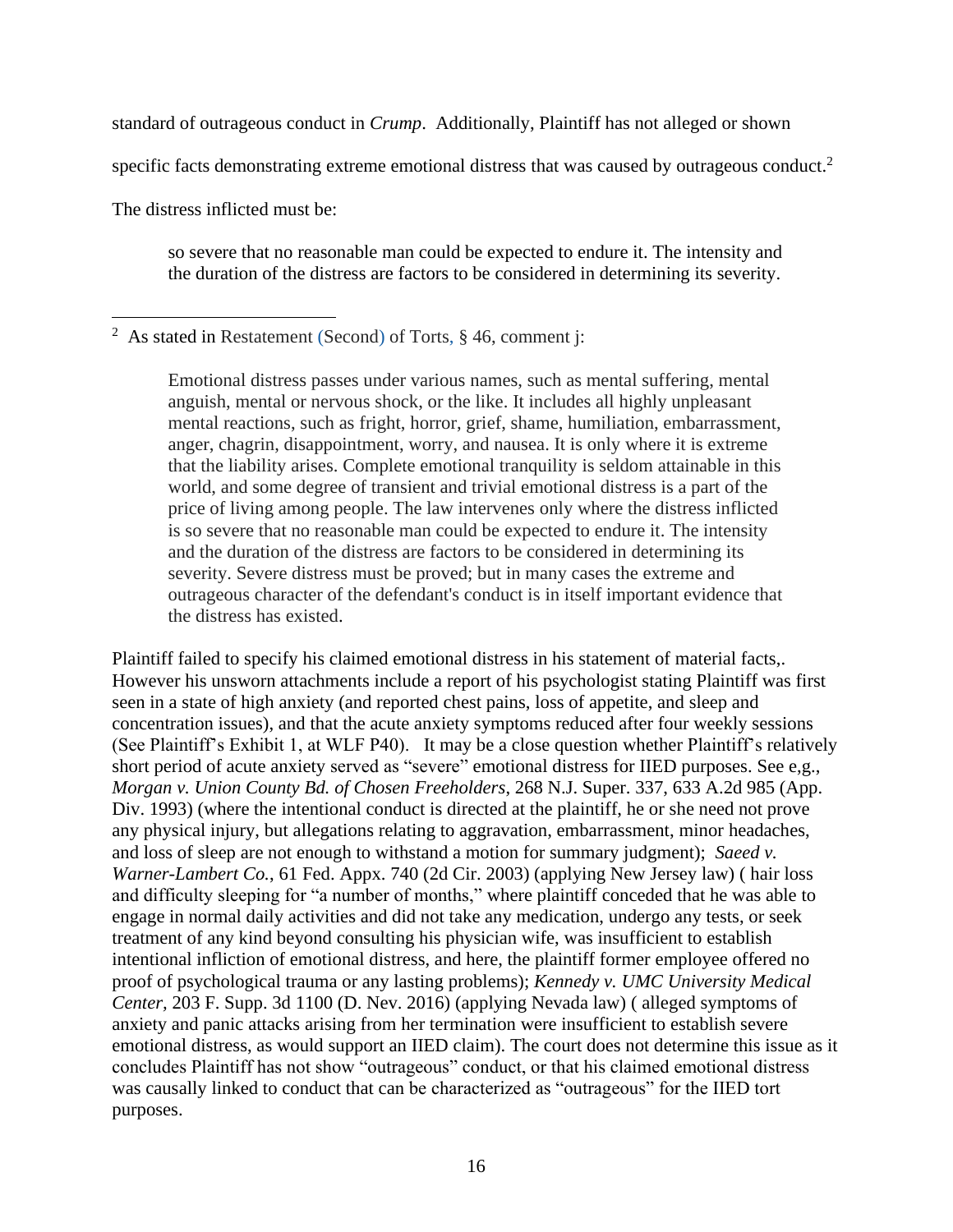standard of outrageous conduct in *Crump*. Additionally, Plaintiff has not alleged or shown specific facts demonstrating extreme emotional distress that was caused by outrageous conduct.[2]

The distress inflicted must be:

> so severe that no reasonable man could be expected to endure it. The intensity and the duration of the distress are factors to be considered in determining its severity.

Plaintiff failed to specify his claimed emotional distress in his statement of material facts,. However his unsworn attachments include a report of his psychologist stating Plaintiff was first seen in a state of high anxiety (and reported chest pains, loss of appetite, and sleep and concentration issues), and that the acute anxiety symptoms reduced after four weekly sessions (See Plaintiff's Exhibit 1, at WLF P40). It may be a close question whether Plaintiff's relatively short period of acute anxiety served as "severe" emotional distress for IIED purposes. See e,g., *Morgan v. Union County Bd. of Chosen Freeholders*, 268 N.J. Super. 337, 633 A.2d 985 (App. Div. 1993) (where the intentional conduct is directed at the plaintiff, he or she need not prove any physical injury, but allegations relating to aggravation, embarrassment, minor headaches, and loss of sleep are not enough to withstand a motion for summary judgment); *Saeed v. Warner-Lambert Co.*, 61 Fed. Appx. 740 (2d Cir. 2003) (applying New Jersey law) ( hair loss and difficulty sleeping for "a number of months," where plaintiff conceded that he was able to engage in normal daily activities and did not take any medication, undergo any tests, or seek treatment of any kind beyond consulting his physician wife, was insufficient to establish intentional infliction of emotional distress, and here, the plaintiff former employee offered no proof of psychological trauma or any lasting problems); *Kennedy v. UMC University Medical Center*, 203 F. Supp. 3d 1100 (D. Nev. 2016) (applying Nevada law) ( alleged symptoms of anxiety and panic attacks arising from her termination were insufficient to establish severe emotional distress, as would support an IIED claim). The court does not determine this issue as it concludes Plaintiff has not show "outrageous" conduct, or that his claimed emotional distress was causally linked to conduct that can be characterized as "outrageous" for the IIED tort purposes.

---

[2] As stated in Restatement (Second) of Torts, § 46, comment j:

> Emotional distress passes under various names, such as mental suffering, mental anguish, mental or nervous shock, or the like. It includes all highly unpleasant mental reactions, such as fright, horror, grief, shame, humiliation, embarrassment, anger, chagrin, disappointment, worry, and nausea. It is only where it is extreme that the liability arises. Complete emotional tranquility is seldom attainable in this world, and some degree of transient and trivial emotional distress is a part of the price of living among people. The law intervenes only where the distress inflicted is so severe that no reasonable man could be expected to endure it. The intensity and the duration of the distress are factors to be considered in determining its severity. Severe distress must be proved; but in many cases the extreme and outrageous character of the defendant's conduct is in itself important evidence that the distress has existed.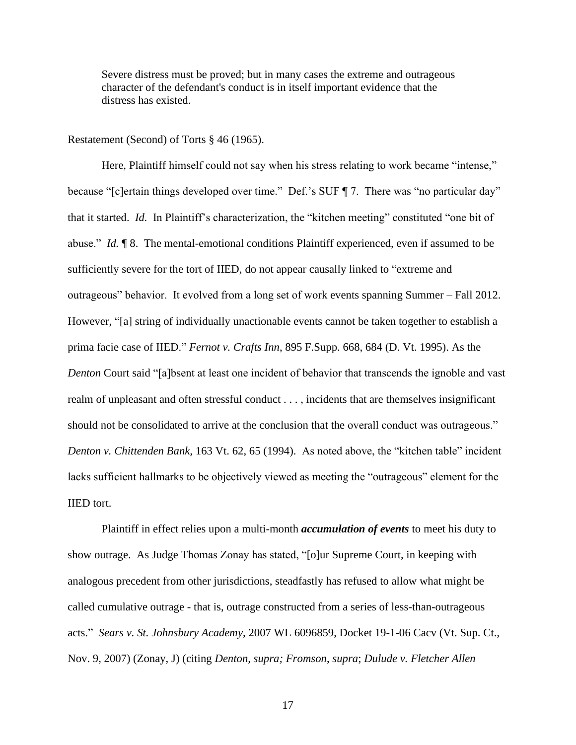> Severe distress must be proved; but in many cases the extreme and outrageous character of the defendant's conduct is in itself important evidence that the distress has existed.

Restatement (Second) of Torts § 46 (1965).

Here, Plaintiff himself could not say when his stress relating to work became "intense," because "[c]ertain things developed over time." Def.'s SUF ¶ 7. There was "no particular day" that it started. *Id.* In Plaintiff's characterization, the "kitchen meeting" constituted "one bit of abuse." *Id.* ¶ 8. The mental-emotional conditions Plaintiff experienced, even if assumed to be sufficiently severe for the tort of IIED, do not appear causally linked to "extreme and outrageous" behavior. It evolved from a long set of work events spanning Summer – Fall 2012. However, "[a] string of individually unactionable events cannot be taken together to establish a prima facie case of IIED." *Fernot v. Crafts Inn*, 895 F.Supp. 668, 684 (D. Vt. 1995). As the *Denton* Court said "[a]bsent at least one incident of behavior that transcends the ignoble and vast realm of unpleasant and often stressful conduct . . . , incidents that are themselves insignificant should not be consolidated to arrive at the conclusion that the overall conduct was outrageous." *Denton v. Chittenden Bank,* 163 Vt. 62, 65 (1994). As noted above, the "kitchen table" incident lacks sufficient hallmarks to be objectively viewed as meeting the "outrageous" element for the IIED tort.

Plaintiff in effect relies upon a multi-month ***accumulation of events*** to meet his duty to show outrage. As Judge Thomas Zonay has stated, "[o]ur Supreme Court, in keeping with analogous precedent from other jurisdictions, steadfastly has refused to allow what might be called cumulative outrage - that is, outrage constructed from a series of less-than-outrageous acts." *Sears v. St. Johnsbury Academy*, 2007 WL 6096859, Docket 19-1-06 Cacv (Vt. Sup. Ct., Nov. 9, 2007) (Zonay, J) (citing *Denton, supra; Fromson*, *supra*; *Dulude v. Fletcher Allen*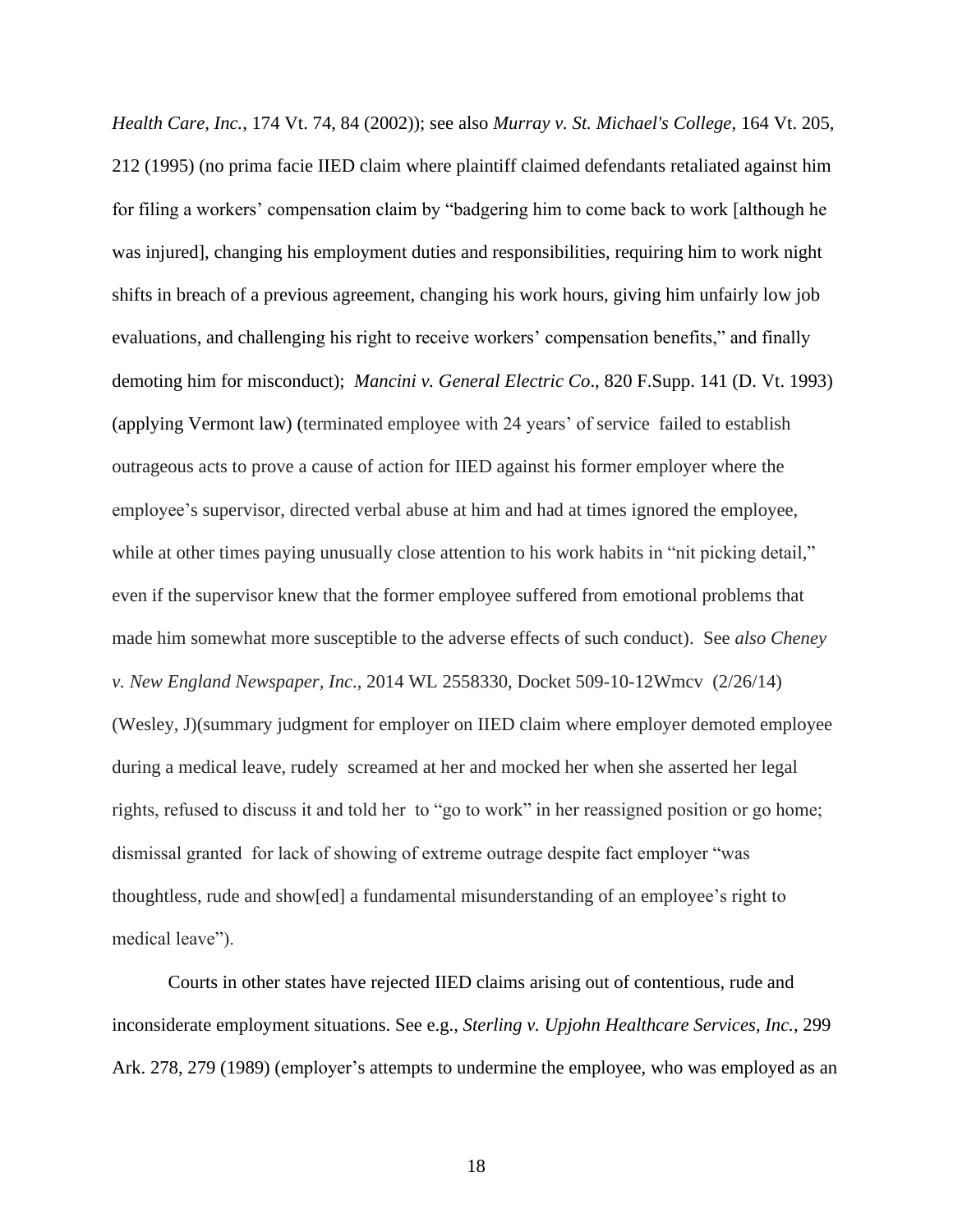*Health Care, Inc.*, 174 Vt. 74, 84 (2002)); see also *Murray v. St. Michael's College*, 164 Vt. 205, 212 (1995) (no prima facie IIED claim where plaintiff claimed defendants retaliated against him for filing a workers' compensation claim by "badgering him to come back to work [although he was injured], changing his employment duties and responsibilities, requiring him to work night shifts in breach of a previous agreement, changing his work hours, giving him unfairly low job evaluations, and challenging his right to receive workers' compensation benefits," and finally demoting him for misconduct); *Mancini v. General Electric Co*., 820 F.Supp. 141 (D. Vt. 1993) (applying Vermont law) (terminated employee with 24 years' of service failed to establish outrageous acts to prove a cause of action for IIED against his former employer where the employee's supervisor, directed verbal abuse at him and had at times ignored the employee, while at other times paying unusually close attention to his work habits in "nit picking detail," even if the supervisor knew that the former employee suffered from emotional problems that made him somewhat more susceptible to the adverse effects of such conduct). See *also Cheney v. New England Newspaper, Inc*., 2014 WL 2558330, Docket 509-10-12Wmcv (2/26/14) (Wesley, J)(summary judgment for employer on IIED claim where employer demoted employee during a medical leave, rudely screamed at her and mocked her when she asserted her legal rights, refused to discuss it and told her to "go to work" in her reassigned position or go home; dismissal granted for lack of showing of extreme outrage despite fact employer "was thoughtless, rude and show[ed] a fundamental misunderstanding of an employee's right to medical leave").

Courts in other states have rejected IIED claims arising out of contentious, rude and inconsiderate employment situations. See e.g., *Sterling v. Upjohn Healthcare Services, Inc.*, 299 Ark. 278, 279 (1989) (employer's attempts to undermine the employee, who was employed as an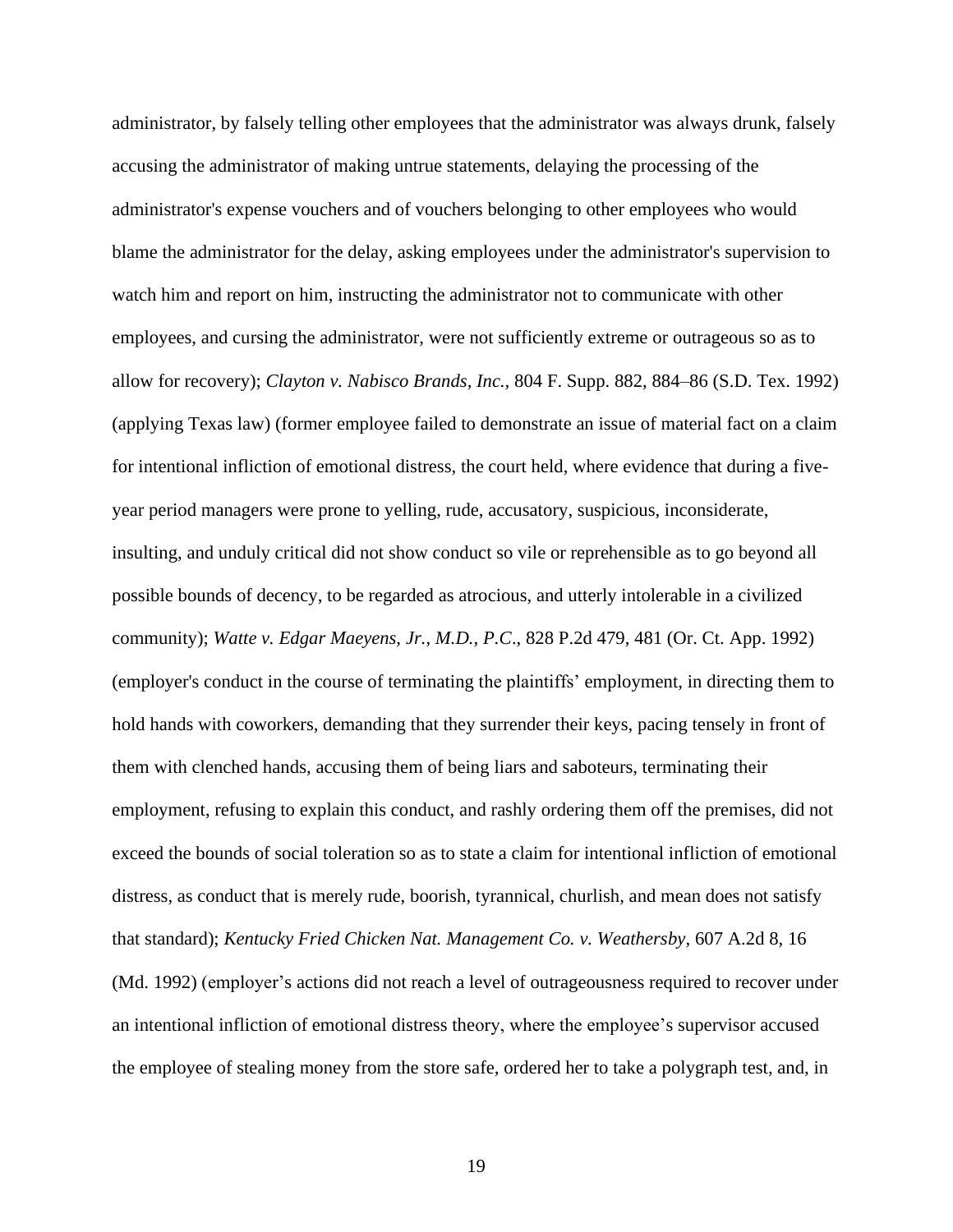administrator, by falsely telling other employees that the administrator was always drunk, falsely accusing the administrator of making untrue statements, delaying the processing of the administrator's expense vouchers and of vouchers belonging to other employees who would blame the administrator for the delay, asking employees under the administrator's supervision to watch him and report on him, instructing the administrator not to communicate with other employees, and cursing the administrator, were not sufficiently extreme or outrageous so as to allow for recovery); *Clayton v. Nabisco Brands, Inc.*, 804 F. Supp. 882, 884–86 (S.D. Tex. 1992) (applying Texas law) (former employee failed to demonstrate an issue of material fact on a claim for intentional infliction of emotional distress, the court held, where evidence that during a five-year period managers were prone to yelling, rude, accusatory, suspicious, inconsiderate, insulting, and unduly critical did not show conduct so vile or reprehensible as to go beyond all possible bounds of decency, to be regarded as atrocious, and utterly intolerable in a civilized community); *Watte v. Edgar Maeyens, Jr., M.D., P.C*., 828 P.2d 479, 481 (Or. Ct. App. 1992) (employer's conduct in the course of terminating the plaintiffs' employment, in directing them to hold hands with coworkers, demanding that they surrender their keys, pacing tensely in front of them with clenched hands, accusing them of being liars and saboteurs, terminating their employment, refusing to explain this conduct, and rashly ordering them off the premises, did not exceed the bounds of social toleration so as to state a claim for intentional infliction of emotional distress, as conduct that is merely rude, boorish, tyrannical, churlish, and mean does not satisfy that standard); *Kentucky Fried Chicken Nat. Management Co. v. Weathersby*, 607 A.2d 8, 16 (Md. 1992) (employer's actions did not reach a level of outrageousness required to recover under an intentional infliction of emotional distress theory, where the employee's supervisor accused the employee of stealing money from the store safe, ordered her to take a polygraph test, and, in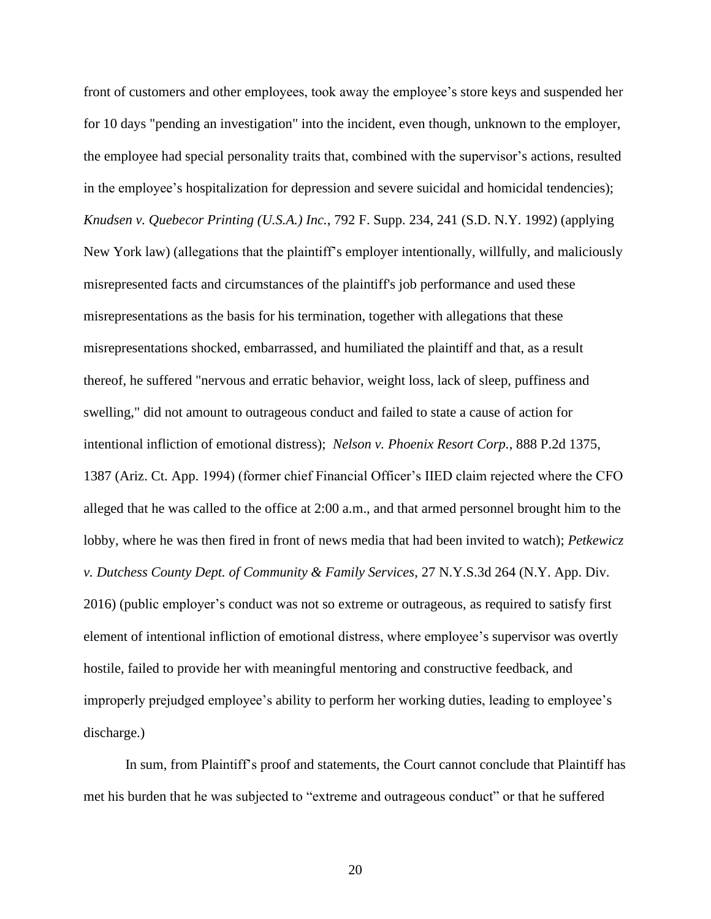front of customers and other employees, took away the employee's store keys and suspended her for 10 days "pending an investigation" into the incident, even though, unknown to the employer, the employee had special personality traits that, combined with the supervisor's actions, resulted in the employee's hospitalization for depression and severe suicidal and homicidal tendencies); *Knudsen v. Quebecor Printing (U.S.A.) Inc.*, 792 F. Supp. 234, 241 (S.D. N.Y. 1992) (applying New York law) (allegations that the plaintiff's employer intentionally, willfully, and maliciously misrepresented facts and circumstances of the plaintiff's job performance and used these misrepresentations as the basis for his termination, together with allegations that these misrepresentations shocked, embarrassed, and humiliated the plaintiff and that, as a result thereof, he suffered "nervous and erratic behavior, weight loss, lack of sleep, puffiness and swelling," did not amount to outrageous conduct and failed to state a cause of action for intentional infliction of emotional distress); *Nelson v. Phoenix Resort Corp.*, 888 P.2d 1375, 1387 (Ariz. Ct. App. 1994) (former chief Financial Officer's IIED claim rejected where the CFO alleged that he was called to the office at 2:00 a.m., and that armed personnel brought him to the lobby, where he was then fired in front of news media that had been invited to watch); *Petkewicz v. Dutchess County Dept. of Community & Family Services*, 27 N.Y.S.3d 264 (N.Y. App. Div. 2016) (public employer's conduct was not so extreme or outrageous, as required to satisfy first element of intentional infliction of emotional distress, where employee's supervisor was overtly hostile, failed to provide her with meaningful mentoring and constructive feedback, and improperly prejudged employee's ability to perform her working duties, leading to employee's discharge.)

In sum, from Plaintiff's proof and statements, the Court cannot conclude that Plaintiff has met his burden that he was subjected to "extreme and outrageous conduct" or that he suffered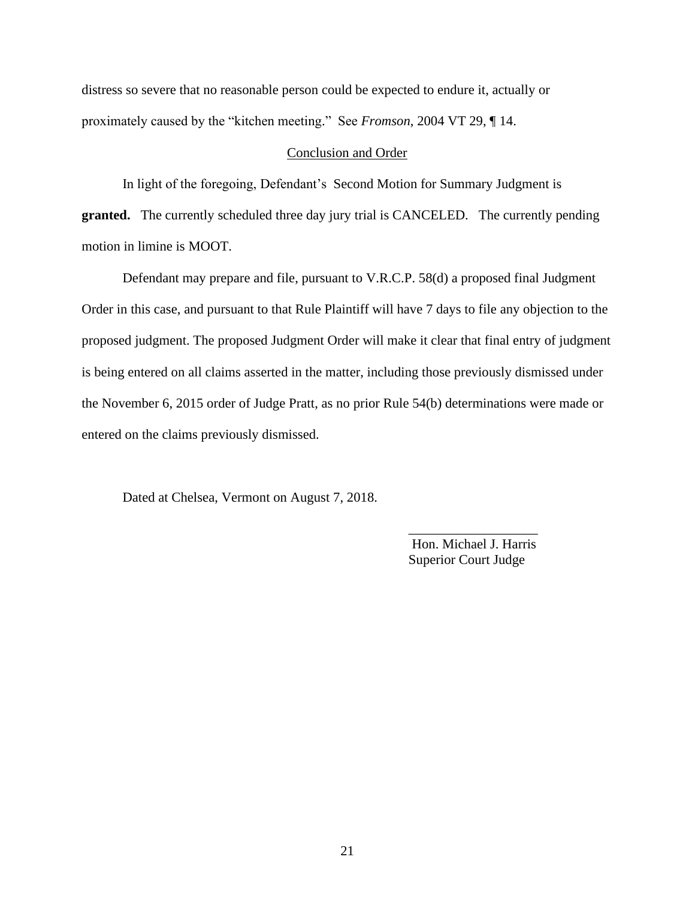distress so severe that no reasonable person could be expected to endure it, actually or proximately caused by the "kitchen meeting." See *Fromson*, 2004 VT 29, ¶ 14.

## Conclusion and Order

In light of the foregoing, Defendant's Second Motion for Summary Judgment is **granted.** The currently scheduled three day jury trial is CANCELED. The currently pending motion in limine is MOOT.

Defendant may prepare and file, pursuant to V.R.C.P. 58(d) a proposed final Judgment Order in this case, and pursuant to that Rule Plaintiff will have 7 days to file any objection to the proposed judgment. The proposed Judgment Order will make it clear that final entry of judgment is being entered on all claims asserted in the matter, including those previously dismissed under the November 6, 2015 order of Judge Pratt, as no prior Rule 54(b) determinations were made or entered on the claims previously dismissed.

Dated at Chelsea, Vermont on August 7, 2018.

\_\_\_\_\_\_\_\_\_\_\_\_\_\_\_\_\_\_\_
Hon. Michael J. Harris
Superior Court Judge